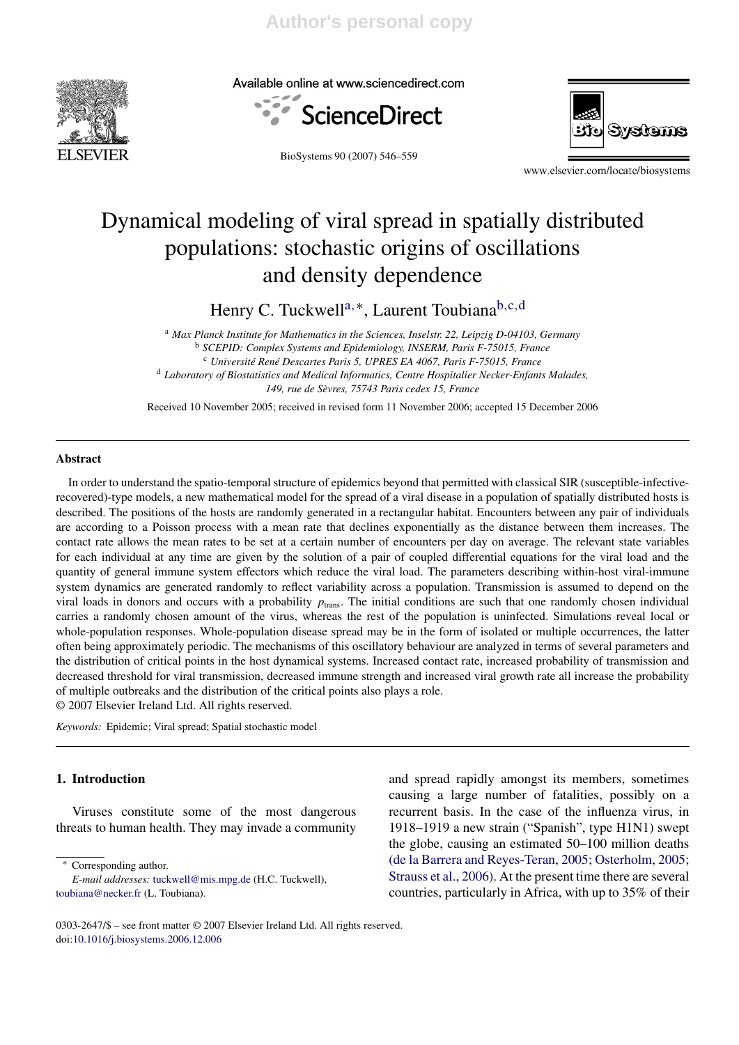# Dynamical modeling of viral spread in spatially distributed populations: stochastic origins of oscillations and density dependence

Henry C. Tuckwell[a,*], Laurent Toubiana[b,c,d]

[a] *Max Planck Institute for Mathematics in the Sciences, Inselstr. 22, Leipzig D-04103, Germany*
[b] *SCEPID: Complex Systems and Epidemiology, INSERM, Paris F-75015, France*
[c] *Université René Descartes Paris 5, UPRES EA 4067, Paris F-75015, France*
[d] *Laboratory of Biostatistics and Medical Informatics, Centre Hospitalier Necker-Enfants Malades, 149, rue de Sèvres, 75743 Paris cedex 15, France*

Received 10 November 2005; received in revised form 11 November 2006; accepted 15 December 2006

## Abstract

In order to understand the spatio-temporal structure of epidemics beyond that permitted with classical SIR (susceptible-infective-recovered)-type models, a new mathematical model for the spread of a viral disease in a population of spatially distributed hosts is described. The positions of the hosts are randomly generated in a rectangular habitat. Encounters between any pair of individuals are according to a Poisson process with a mean rate that declines exponentially as the distance between them increases. The contact rate allows the mean rates to be set at a certain number of encounters per day on average. The relevant state variables for each individual at any time are given by the solution of a pair of coupled differential equations for the viral load and the quantity of general immune system effectors which reduce the viral load. The parameters describing within-host viral-immune system dynamics are generated randomly to reflect variability across a population. Transmission is assumed to depend on the viral loads in donors and occurs with a probability $p_{\text{trans}}$. The initial conditions are such that one randomly chosen individual carries a randomly chosen amount of the virus, whereas the rest of the population is uninfected. Simulations reveal local or whole-population responses. Whole-population disease spread may be in the form of isolated or multiple occurrences, the latter often being approximately periodic. The mechanisms of this oscillatory behaviour are analyzed in terms of several parameters and the distribution of critical points in the host dynamical systems. Increased contact rate, increased probability of transmission and decreased threshold for viral transmission, decreased immune strength and increased viral growth rate all increase the probability of multiple outbreaks and the distribution of the critical points also plays a role.

© 2007 Elsevier Ireland Ltd. All rights reserved.

*Keywords:* Epidemic; Viral spread; Spatial stochastic model

## 1. Introduction

Viruses constitute some of the most dangerous threats to human health. They may invade a community and spread rapidly amongst its members, sometimes causing a large number of fatalities, possibly on a recurrent basis. In the case of the influenza virus, in 1918–1919 a new strain ("Spanish", type H1N1) swept the globe, causing an estimated 50–100 million deaths (de la Barrera and Reyes-Teran, 2005; Osterholm, 2005; Strauss et al., 2006). At the present time there are several countries, particularly in Africa, with up to 35% of their

---

* Corresponding author.
*E-mail addresses:* tuckwell@mis.mpg.de (H.C. Tuckwell), toubiana@necker.fr (L. Toubiana).

0303-2647/$ – see front matter © 2007 Elsevier Ireland Ltd. All rights reserved.
doi:10.1016/j.biosystems.2006.12.006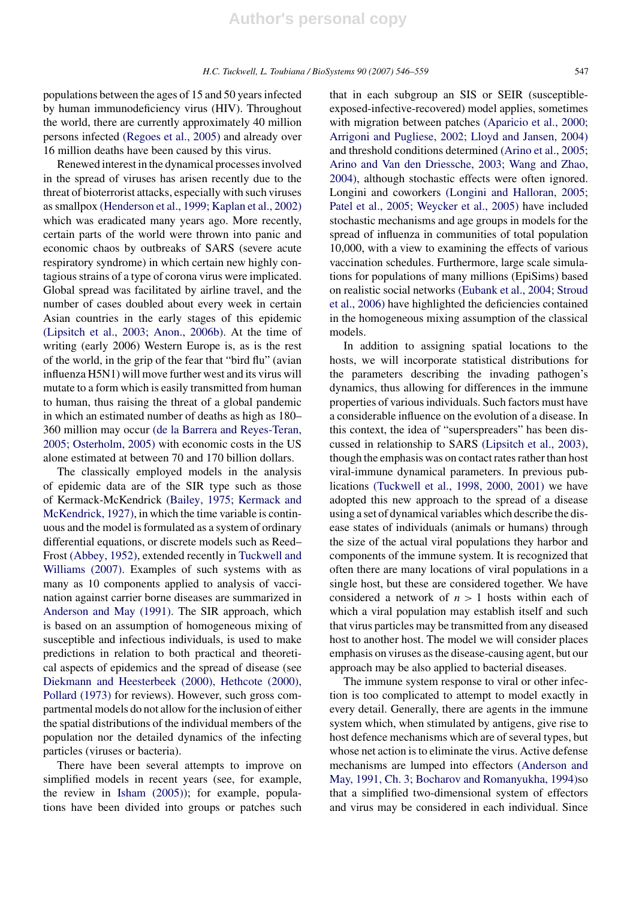populations between the ages of 15 and 50 years infected by human immunodeficiency virus (HIV). Throughout the world, there are currently approximately 40 million persons infected (Regoes et al., 2005) and already over 16 million deaths have been caused by this virus.

Renewed interest in the dynamical processes involved in the spread of viruses has arisen recently due to the threat of bioterrorist attacks, especially with such viruses as smallpox (Henderson et al., 1999; Kaplan et al., 2002) which was eradicated many years ago. More recently, certain parts of the world were thrown into panic and economic chaos by outbreaks of SARS (severe acute respiratory syndrome) in which certain new highly contagious strains of a type of corona virus were implicated. Global spread was facilitated by airline travel, and the number of cases doubled about every week in certain Asian countries in the early stages of this epidemic (Lipsitch et al., 2003; Anon., 2006b). At the time of writing (early 2006) Western Europe is, as is the rest of the world, in the grip of the fear that "bird flu" (avian influenza H5N1) will move further west and its virus will mutate to a form which is easily transmitted from human to human, thus raising the threat of a global pandemic in which an estimated number of deaths as high as 180–360 million may occur (de la Barrera and Reyes-Teran, 2005; Osterholm, 2005) with economic costs in the US alone estimated at between 70 and 170 billion dollars.

The classically employed models in the analysis of epidemic data are of the SIR type such as those of Kermack-McKendrick (Bailey, 1975; Kermack and McKendrick, 1927), in which the time variable is continuous and the model is formulated as a system of ordinary differential equations, or discrete models such as Reed–Frost (Abbey, 1952), extended recently in Tuckwell and Williams (2007). Examples of such systems with as many as 10 components applied to analysis of vaccination against carrier borne diseases are summarized in Anderson and May (1991). The SIR approach, which is based on an assumption of homogeneous mixing of susceptible and infectious individuals, is used to make predictions in relation to both practical and theoretical aspects of epidemics and the spread of disease (see Diekmann and Heesterbeek (2000), Hethcote (2000), Pollard (1973) for reviews). However, such gross compartmental models do not allow for the inclusion of either the spatial distributions of the individual members of the population nor the detailed dynamics of the infecting particles (viruses or bacteria).

There have been several attempts to improve on simplified models in recent years (see, for example, the review in Isham (2005)); for example, populations have been divided into groups or patches such that in each subgroup an SIS or SEIR (susceptible-exposed-infective-recovered) model applies, sometimes with migration between patches (Aparicio et al., 2000; Arrigoni and Pugliese, 2002; Lloyd and Jansen, 2004) and threshold conditions determined (Arino et al., 2005; Arino and Van den Driessche, 2003; Wang and Zhao, 2004), although stochastic effects were often ignored. Longini and coworkers (Longini and Halloran, 2005; Patel et al., 2005; Weycker et al., 2005) have included stochastic mechanisms and age groups in models for the spread of influenza in communities of total population 10,000, with a view to examining the effects of various vaccination schedules. Furthermore, large scale simulations for populations of many millions (EpiSims) based on realistic social networks (Eubank et al., 2004; Stroud et al., 2006) have highlighted the deficiencies contained in the homogeneous mixing assumption of the classical models.

In addition to assigning spatial locations to the hosts, we will incorporate statistical distributions for the parameters describing the invading pathogen's dynamics, thus allowing for differences in the immune properties of various individuals. Such factors must have a considerable influence on the evolution of a disease. In this context, the idea of "superspreaders" has been discussed in relationship to SARS (Lipsitch et al., 2003), though the emphasis was on contact rates rather than host viral-immune dynamical parameters. In previous publications (Tuckwell et al., 1998, 2000, 2001) we have adopted this new approach to the spread of a disease using a set of dynamical variables which describe the disease states of individuals (animals or humans) through the size of the actual viral populations they harbor and components of the immune system. It is recognized that often there are many locations of viral populations in a single host, but these are considered together. We have considered a network of $n > 1$ hosts within each of which a viral population may establish itself and such that virus particles may be transmitted from any diseased host to another host. The model we will consider places emphasis on viruses as the disease-causing agent, but our approach may be also applied to bacterial diseases.

The immune system response to viral or other infection is too complicated to attempt to model exactly in every detail. Generally, there are agents in the immune system which, when stimulated by antigens, give rise to host defence mechanisms which are of several types, but whose net action is to eliminate the virus. Active defense mechanisms are lumped into effectors (Anderson and May, 1991, Ch. 3; Bocharov and Romanyukha, 1994)so that a simplified two-dimensional system of effectors and virus may be considered in each individual. Since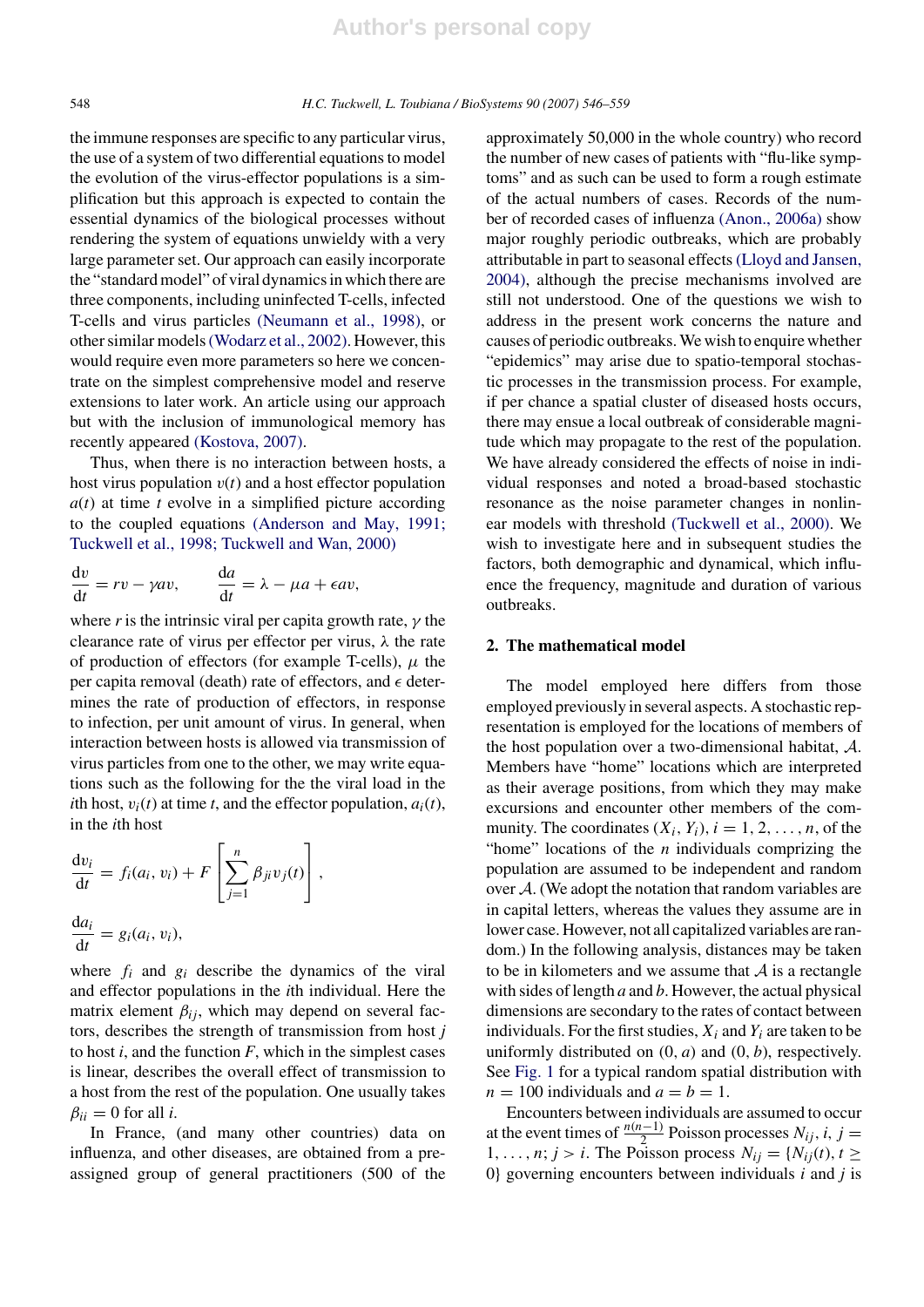the immune responses are specific to any particular virus, the use of a system of two differential equations to model the evolution of the virus-effector populations is a simplification but this approach is expected to contain the essential dynamics of the biological processes without rendering the system of equations unwieldy with a very large parameter set. Our approach can easily incorporate the "standard model" of viral dynamics in which there are three components, including uninfected T-cells, infected T-cells and virus particles (Neumann et al., 1998), or other similar models (Wodarz et al., 2002). However, this would require even more parameters so here we concentrate on the simplest comprehensive model and reserve extensions to later work. An article using our approach but with the inclusion of immunological memory has recently appeared (Kostova, 2007).

Thus, when there is no interaction between hosts, a host virus population $v(t)$ and a host effector population $a(t)$ at time $t$ evolve in a simplified picture according to the coupled equations (Anderson and May, 1991; Tuckwell et al., 1998; Tuckwell and Wan, 2000)

$$\frac{\mathrm{d}v}{\mathrm{d}t} = rv - \gamma av, \qquad \frac{\mathrm{d}a}{\mathrm{d}t} = \lambda - \mu a + \epsilon av,$$

where $r$ is the intrinsic viral per capita growth rate, $\gamma$ the clearance rate of virus per effector per virus, $\lambda$ the rate of production of effectors (for example T-cells), $\mu$ the per capita removal (death) rate of effectors, and $\epsilon$ determines the rate of production of effectors, in response to infection, per unit amount of virus. In general, when interaction between hosts is allowed via transmission of virus particles from one to the other, we may write equations such as the following for the the viral load in the $i$th host, $v_i(t)$ at time $t$, and the effector population, $a_i(t)$, in the $i$th host

$$\frac{\mathrm{d}v_i}{\mathrm{d}t} = f_i(a_i, v_i) + F\left[\sum_{j=1}^{n} \beta_{ji} v_j(t)\right],$$

$$\frac{\mathrm{d}a_i}{\mathrm{d}t} = g_i(a_i, v_i),$$

where $f_i$ and $g_i$ describe the dynamics of the viral and effector populations in the $i$th individual. Here the matrix element $\beta_{ij}$, which may depend on several factors, describes the strength of transmission from host $j$ to host $i$, and the function $F$, which in the simplest cases is linear, describes the overall effect of transmission to a host from the rest of the population. One usually takes $\beta_{ii} = 0$ for all $i$.

In France, (and many other countries) data on influenza, and other diseases, are obtained from a preassigned group of general practitioners (500 of the approximately 50,000 in the whole country) who record the number of new cases of patients with "flu-like symptoms" and as such can be used to form a rough estimate of the actual numbers of cases. Records of the number of recorded cases of influenza (Anon., 2006a) show major roughly periodic outbreaks, which are probably attributable in part to seasonal effects (Lloyd and Jansen, 2004), although the precise mechanisms involved are still not understood. One of the questions we wish to address in the present work concerns the nature and causes of periodic outbreaks. We wish to enquire whether "epidemics" may arise due to spatio-temporal stochastic processes in the transmission process. For example, if per chance a spatial cluster of diseased hosts occurs, there may ensue a local outbreak of considerable magnitude which may propagate to the rest of the population. We have already considered the effects of noise in individual responses and noted a broad-based stochastic resonance as the noise parameter changes in nonlinear models with threshold (Tuckwell et al., 2000). We wish to investigate here and in subsequent studies the factors, both demographic and dynamical, which influence the frequency, magnitude and duration of various outbreaks.

## 2. The mathematical model

The model employed here differs from those employed previously in several aspects. A stochastic representation is employed for the locations of members of the host population over a two-dimensional habitat, $\mathcal{A}$. Members have "home" locations which are interpreted as their average positions, from which they may make excursions and encounter other members of the community. The coordinates $(X_i, Y_i)$, $i = 1, 2, \ldots, n$, of the "home" locations of the $n$ individuals comprizing the population are assumed to be independent and random over $\mathcal{A}$. (We adopt the notation that random variables are in capital letters, whereas the values they assume are in lower case. However, not all capitalized variables are random.) In the following analysis, distances may be taken to be in kilometers and we assume that $\mathcal{A}$ is a rectangle with sides of length $a$ and $b$. However, the actual physical dimensions are secondary to the rates of contact between individuals. For the first studies, $X_i$ and $Y_i$ are taken to be uniformly distributed on $(0, a)$ and $(0, b)$, respectively. See Fig. 1 for a typical random spatial distribution with $n = 100$ individuals and $a = b = 1$.

Encounters between individuals are assumed to occur at the event times of $\frac{n(n-1)}{2}$ Poisson processes $N_{ij}$, $i, j = 1, \ldots, n; j > i$. The Poisson process $N_{ij} = \{N_{ij}(t), t \geq 0\}$ governing encounters between individuals $i$ and $j$ is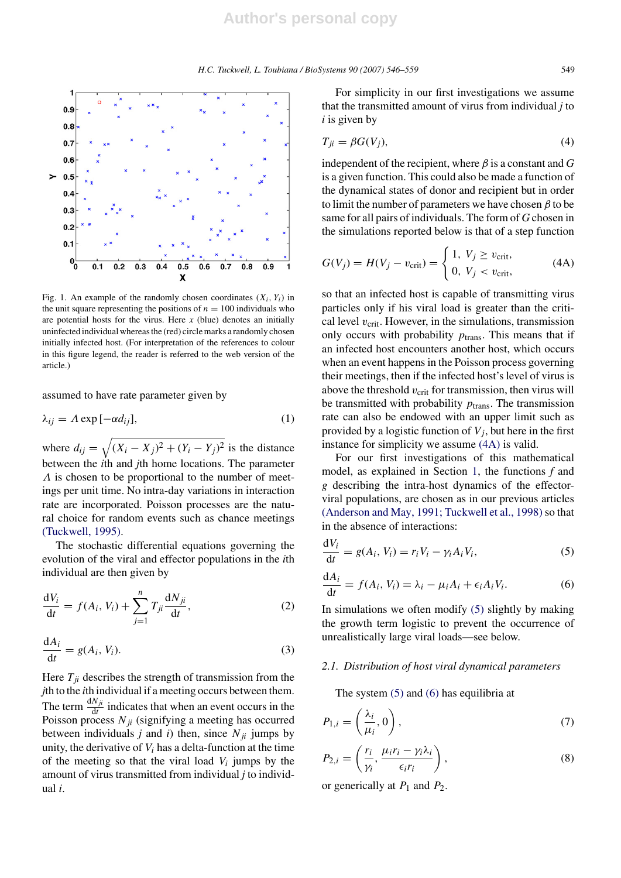Fig. 1. An example of the randomly chosen coordinates $(X_i, Y_i)$ in the unit square representing the positions of $n = 100$ individuals who are potential hosts for the virus. Here $x$ (blue) denotes an initially uninfected individual whereas the (red) circle marks a randomly chosen initially infected host. (For interpretation of the references to colour in this figure legend, the reader is referred to the web version of the article.)

assumed to have rate parameter given by

$$\lambda_{ij} = \Lambda \exp[-\alpha d_{ij}], \tag{1}$$

where $d_{ij} = \sqrt{(X_i - X_j)^2 + (Y_i - Y_j)^2}$ is the distance between the $i$th and $j$th home locations. The parameter $\Lambda$ is chosen to be proportional to the number of meetings per unit time. No intra-day variations in interaction rate are incorporated. Poisson processes are the natural choice for random events such as chance meetings (Tuckwell, 1995).

The stochastic differential equations governing the evolution of the viral and effector populations in the $i$th individual are then given by

$$\frac{dV_i}{dt} = f(A_i, V_i) + \sum_{j=1}^{n} T_{ji} \frac{dN_{ji}}{dt}, \tag{2}$$

$$\frac{dA_i}{dt} = g(A_i, V_i). \tag{3}$$

Here $T_{ji}$ describes the strength of transmission from the $j$th to the $i$th individual if a meeting occurs between them. The term $\frac{dN_{ji}}{dt}$ indicates that when an event occurs in the Poisson process $N_{ji}$ (signifying a meeting has occurred between individuals $j$ and $i$) then, since $N_{ji}$ jumps by unity, the derivative of $V_i$ has a delta-function at the time of the meeting so that the viral load $V_i$ jumps by the amount of virus transmitted from individual $j$ to individual $i$.

For simplicity in our first investigations we assume that the transmitted amount of virus from individual $j$ to $i$ is given by

$$T_{ji} = \beta G(V_j), \tag{4}$$

independent of the recipient, where $\beta$ is a constant and $G$ is a given function. This could also be made a function of the dynamical states of donor and recipient but in order to limit the number of parameters we have chosen $\beta$ to be same for all pairs of individuals. The form of $G$ chosen in the simulations reported below is that of a step function

$$G(V_j) = H(V_j - v_{\text{crit}}) = \begin{cases} 1, & V_j \geq v_{\text{crit}}, \\ 0, & V_j < v_{\text{crit}}, \end{cases} \tag{4A}$$

so that an infected host is capable of transmitting virus particles only if his viral load is greater than the critical level $v_{\text{crit}}$. However, in the simulations, transmission only occurs with probability $p_{\text{trans}}$. This means that if an infected host encounters another host, which occurs when an event happens in the Poisson process governing their meetings, then if the infected host's level of virus is above the threshold $v_{\text{crit}}$ for transmission, then virus will be transmitted with probability $p_{\text{trans}}$. The transmission rate can also be endowed with an upper limit such as provided by a logistic function of $V_j$, but here in the first instance for simplicity we assume (4A) is valid.

For our first investigations of this mathematical model, as explained in Section 1, the functions $f$ and $g$ describing the intra-host dynamics of the effector-viral populations, are chosen as in our previous articles (Anderson and May, 1991; Tuckwell et al., 1998) so that in the absence of interactions:

$$\frac{dV_i}{dt} = g(A_i, V_i) = r_i V_i - \gamma_i A_i V_i, \tag{5}$$

$$\frac{dA_i}{dt} = f(A_i, V_i) = \lambda_i - \mu_i A_i + \epsilon_i A_i V_i. \tag{6}$$

In simulations we often modify (5) slightly by making the growth term logistic to prevent the occurrence of unrealistically large viral loads—see below.

### 2.1. Distribution of host viral dynamical parameters

The system (5) and (6) has equilibria at

$$P_{1,i} = \left( \frac{\lambda_i}{\mu_i}, 0 \right), \tag{7}$$

$$P_{2,i} = \left( \frac{r_i}{\gamma_i}, \frac{\mu_i r_i - \gamma_i \lambda_i}{\epsilon_i r_i} \right), \tag{8}$$

or generically at $P_1$ and $P_2$.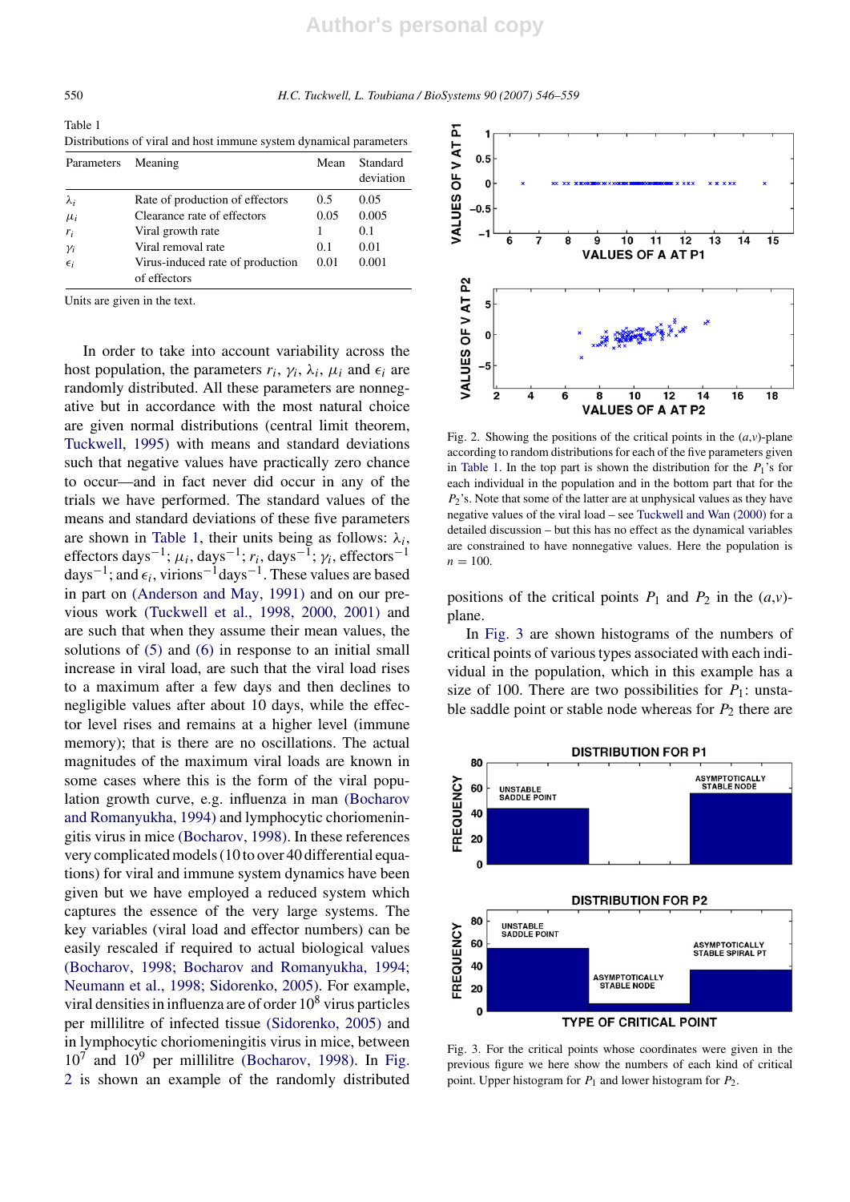Table 1
Distributions of viral and host immune system dynamical parameters

| Parameters | Meaning | Mean | Standard deviation |
|---|---|---|---|
| $\lambda_i$ | Rate of production of effectors | 0.5 | 0.05 |
| $\mu_i$ | Clearance rate of effectors | 0.05 | 0.005 |
| $r_i$ | Viral growth rate | 1 | 0.1 |
| $\gamma_i$ | Viral removal rate | 0.1 | 0.01 |
| $\epsilon_i$ | Virus-induced rate of production of effectors | 0.01 | 0.001 |

Units are given in the text.

In order to take into account variability across the host population, the parameters $r_i$, $\gamma_i$, $\lambda_i$, $\mu_i$ and $\epsilon_i$ are randomly distributed. All these parameters are nonnegative but in accordance with the most natural choice are given normal distributions (central limit theorem, Tuckwell, 1995) with means and standard deviations such that negative values have practically zero chance to occur—and in fact never did occur in any of the trials we have performed. The standard values of the means and standard deviations of these five parameters are shown in Table 1, their units being as follows: $\lambda_i$, effectors days$^{-1}$; $\mu_i$, days$^{-1}$; $r_i$, days$^{-1}$; $\gamma_i$, effectors$^{-1}$ days$^{-1}$; and $\epsilon_i$, virions$^{-1}$days$^{-1}$. These values are based in part on (Anderson and May, 1991) and on our previous work (Tuckwell et al., 1998, 2000, 2001) and are such that when they assume their mean values, the solutions of (5) and (6) in response to an initial small increase in viral load, are such that the viral load rises to a maximum after a few days and then declines to negligible values after about 10 days, while the effector level rises and remains at a higher level (immune memory); that is there are no oscillations. The actual magnitudes of the maximum viral loads are known in some cases where this is the form of the viral population growth curve, e.g. influenza in man (Bocharov and Romanyukha, 1994) and lymphocytic choriomeningitis virus in mice (Bocharov, 1998). In these references very complicated models (10 to over 40 differential equations) for viral and immune system dynamics have been given but we have employed a reduced system which captures the essence of the very large systems. The key variables (viral load and effector numbers) can be easily rescaled if required to actual biological values (Bocharov, 1998; Bocharov and Romanyukha, 1994; Neumann et al., 1998; Sidorenko, 2005). For example, viral densities in influenza are of order $10^8$ virus particles per millilitre of infected tissue (Sidorenko, 2005) and in lymphocytic choriomeningitis virus in mice, between $10^7$ and $10^9$ per millilitre (Bocharov, 1998). In Fig. 2 is shown an example of the randomly distributed positions of the critical points $P_1$ and $P_2$ in the $(a,v)$-plane.

Fig. 2. Showing the positions of the critical points in the $(a,v)$-plane according to random distributions for each of the five parameters given in Table 1. In the top part is shown the distribution for the $P_1$'s for each individual in the population and in the bottom part that for the $P_2$'s. Note that some of the latter are at unphysical values as they have negative values of the viral load – see Tuckwell and Wan (2000) for a detailed discussion – but this has no effect as the dynamical variables are constrained to have nonnegative values. Here the population is $n = 100$.

In Fig. 3 are shown histograms of the numbers of critical points of various types associated with each individual in the population, which in this example has a size of 100. There are two possibilities for $P_1$: unstable saddle point or stable node whereas for $P_2$ there are

Fig. 3. For the critical points whose coordinates were given in the previous figure we here show the numbers of each kind of critical point. Upper histogram for $P_1$ and lower histogram for $P_2$.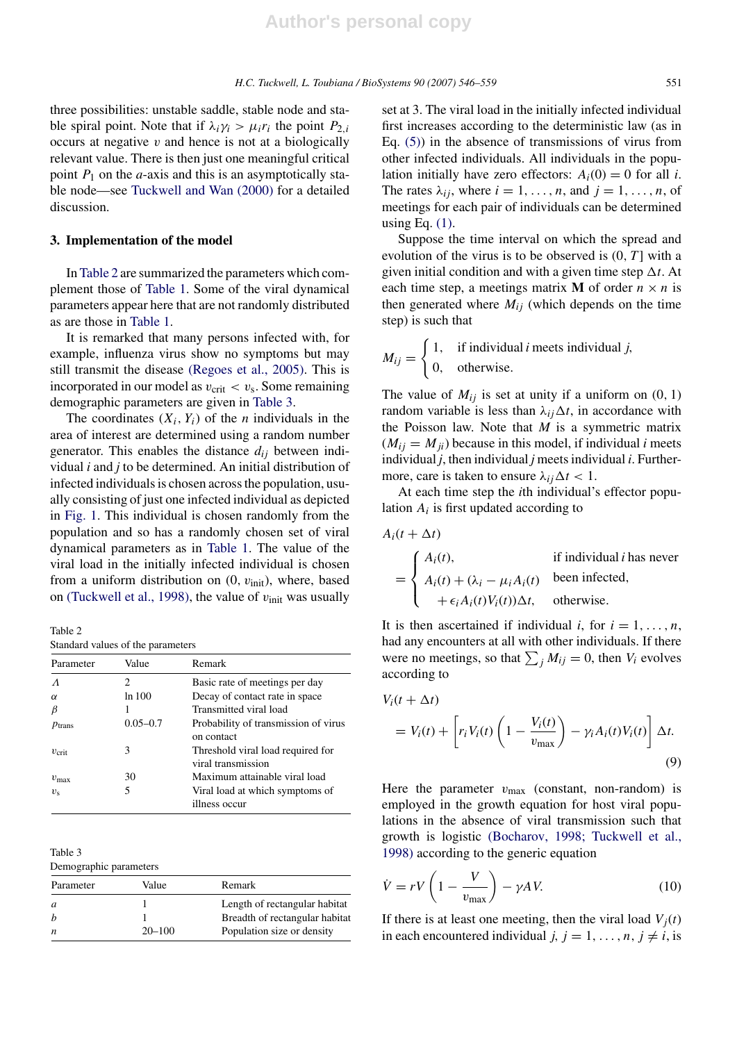three possibilities: unstable saddle, stable node and stable spiral point. Note that if $\lambda_i \gamma_i > \mu_i r_i$ the point $P_{2,i}$ occurs at negative $v$ and hence is not at a biologically relevant value. There is then just one meaningful critical point $P_1$ on the $a$-axis and this is an asymptotically stable node—see Tuckwell and Wan (2000) for a detailed discussion.

## 3. Implementation of the model

In Table 2 are summarized the parameters which complement those of Table 1. Some of the viral dynamical parameters appear here that are not randomly distributed as are those in Table 1.

It is remarked that many persons infected with, for example, influenza virus show no symptoms but may still transmit the disease (Regoes et al., 2005). This is incorporated in our model as $v_{\text{crit}} < v_{\text{s}}$. Some remaining demographic parameters are given in Table 3.

The coordinates $(X_i, Y_i)$ of the $n$ individuals in the area of interest are determined using a random number generator. This enables the distance $d_{ij}$ between individual $i$ and $j$ to be determined. An initial distribution of infected individuals is chosen across the population, usually consisting of just one infected individual as depicted in Fig. 1. This individual is chosen randomly from the population and so has a randomly chosen set of viral dynamical parameters as in Table 1. The value of the viral load in the initially infected individual is chosen from a uniform distribution on $(0, v_{\text{init}})$, where, based on (Tuckwell et al., 1998), the value of $v_{\text{init}}$ was usually set at 3. The viral load in the initially infected individual first increases according to the deterministic law (as in Eq. (5)) in the absence of transmissions of virus from other infected individuals. All individuals in the population initially have zero effectors: $A_i(0) = 0$ for all $i$. The rates $\lambda_{ij}$, where $i = 1, \ldots, n$, and $j = 1, \ldots, n$, of meetings for each pair of individuals can be determined using Eq. (1).

Table 2
Standard values of the parameters

| Parameter | Value | Remark |
|---|---|---|
| $\Lambda$ | 2 | Basic rate of meetings per day |
| $\alpha$ | ln 100 | Decay of contact rate in space |
| $\beta$ | 1 | Transmitted viral load |
| $p_{\text{trans}}$ | 0.05–0.7 | Probability of transmission of virus on contact |
| $v_{\text{crit}}$ | 3 | Threshold viral load required for viral transmission |
| $v_{\max}$ | 30 | Maximum attainable viral load |
| $v_{\text{s}}$ | 5 | Viral load at which symptoms of illness occur |

Table 3
Demographic parameters

| Parameter | Value | Remark |
|---|---|---|
| $a$ | 1 | Length of rectangular habitat |
| $b$ | 1 | Breadth of rectangular habitat |
| $n$ | 20–100 | Population size or density |

Suppose the time interval on which the spread and evolution of the virus is to be observed is $(0, T]$ with a given initial condition and with a given time step $\Delta t$. At each time step, a meetings matrix $\mathbf{M}$ of order $n \times n$ is then generated where $M_{ij}$ (which depends on the time step) is such that

$$M_{ij} = \begin{cases} 1, & \text{if individual } i \text{ meets individual } j, \\ 0, & \text{otherwise.} \end{cases}$$

The value of $M_{ij}$ is set at unity if a uniform on $(0, 1)$ random variable is less than $\lambda_{ij}\Delta t$, in accordance with the Poisson law. Note that $M$ is a symmetric matrix ($M_{ij} = M_{ji}$) because in this model, if individual $i$ meets individual $j$, then individual $j$ meets individual $i$. Furthermore, care is taken to ensure $\lambda_{ij}\Delta t < 1$.

At each time step the $i$th individual's effector population $A_i$ is first updated according to

$$A_i(t + \Delta t) = \begin{cases} A_i(t), & \text{if individual } i \text{ has never been infected,} \\ A_i(t) + (\lambda_i - \mu_i A_i(t) + \epsilon_i A_i(t) V_i(t))\Delta t, & \text{otherwise.} \end{cases}$$

It is then ascertained if individual $i$, for $i = 1, \ldots, n$, had any encounters at all with other individuals. If there were no meetings, so that $\sum_j M_{ij} = 0$, then $V_i$ evolves according to

$$V_i(t + \Delta t) = V_i(t) + \left[ r_i V_i(t) \left( 1 - \frac{V_i(t)}{v_{\max}} \right) - \gamma_i A_i(t) V_i(t) \right] \Delta t. \tag{9}$$

Here the parameter $v_{\max}$ (constant, non-random) is employed in the growth equation for host viral populations in the absence of viral transmission such that growth is logistic (Bocharov, 1998; Tuckwell et al., 1998) according to the generic equation

$$\dot{V} = rV \left( 1 - \frac{V}{v_{\max}} \right) - \gamma A V. \tag{10}$$

If there is at least one meeting, then the viral load $V_j(t)$ in each encountered individual $j$, $j = 1, \ldots, n$, $j \neq i$, is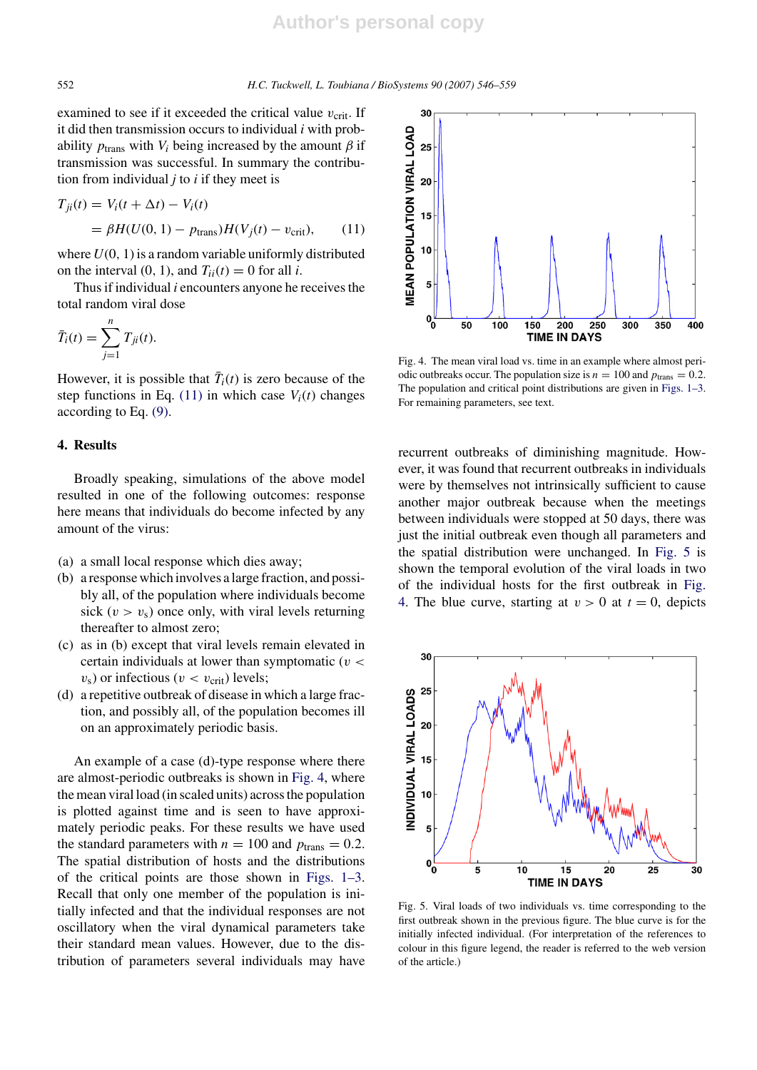examined to see if it exceeded the critical value $v_{\text{crit}}$. If it did then transmission occurs to individual $i$ with probability $p_{\text{trans}}$ with $V_i$ being increased by the amount $\beta$ if transmission was successful. In summary the contribution from individual $j$ to $i$ if they meet is

$$T_{ji}(t) = V_i(t + \Delta t) - V_i(t)$$
$$= \beta H(U(0, 1) - p_{\text{trans}}) H(V_j(t) - v_{\text{crit}}), \qquad (11)$$

where $U(0, 1)$ is a random variable uniformly distributed on the interval (0, 1), and $T_{ii}(t) = 0$ for all $i$.

Thus if individual $i$ encounters anyone he receives the total random viral dose

$$\bar{T}_i(t) = \sum_{j=1}^{n} T_{ji}(t).$$

However, it is possible that $\bar{T}_i(t)$ is zero because of the step functions in Eq. (11) in which case $V_i(t)$ changes according to Eq. (9).

## 4. Results

Broadly speaking, simulations of the above model resulted in one of the following outcomes: response here means that individuals do become infected by any amount of the virus:

(a) a small local response which dies away;
(b) a response which involves a large fraction, and possibly all, of the population where individuals become sick ($v > v_s$) once only, with viral levels returning thereafter to almost zero;
(c) as in (b) except that viral levels remain elevated in certain individuals at lower than symptomatic ($v < v_s$) or infectious ($v < v_{\text{crit}}$) levels;
(d) a repetitive outbreak of disease in which a large fraction, and possibly all, of the population becomes ill on an approximately periodic basis.

An example of a case (d)-type response where there are almost-periodic outbreaks is shown in Fig. 4, where the mean viral load (in scaled units) across the population is plotted against time and is seen to have approximately periodic peaks. For these results we have used the standard parameters with $n = 100$ and $p_{\text{trans}} = 0.2$. The spatial distribution of hosts and the distributions of the critical points are those shown in Figs. 1–3. Recall that only one member of the population is initially infected and that the individual responses are not oscillatory when the viral dynamical parameters take their standard mean values. However, due to the distribution of parameters several individuals may have recurrent outbreaks of diminishing magnitude. However, it was found that recurrent outbreaks in individuals were by themselves not intrinsically sufficient to cause another major outbreak because when the meetings between individuals were stopped at 50 days, there was just the initial outbreak even though all parameters and the spatial distribution were unchanged. In Fig. 5 is shown the temporal evolution of the viral loads in two of the individual hosts for the first outbreak in Fig. 4. The blue curve, starting at $v > 0$ at $t = 0$, depicts

Fig. 4. The mean viral load vs. time in an example where almost periodic outbreaks occur. The population size is $n = 100$ and $p_{\text{trans}} = 0.2$. The population and critical point distributions are given in Figs. 1–3. For remaining parameters, see text.

Fig. 5. Viral loads of two individuals vs. time corresponding to the first outbreak shown in the previous figure. The blue curve is for the initially infected individual. (For interpretation of the references to colour in this figure legend, the reader is referred to the web version of the article.)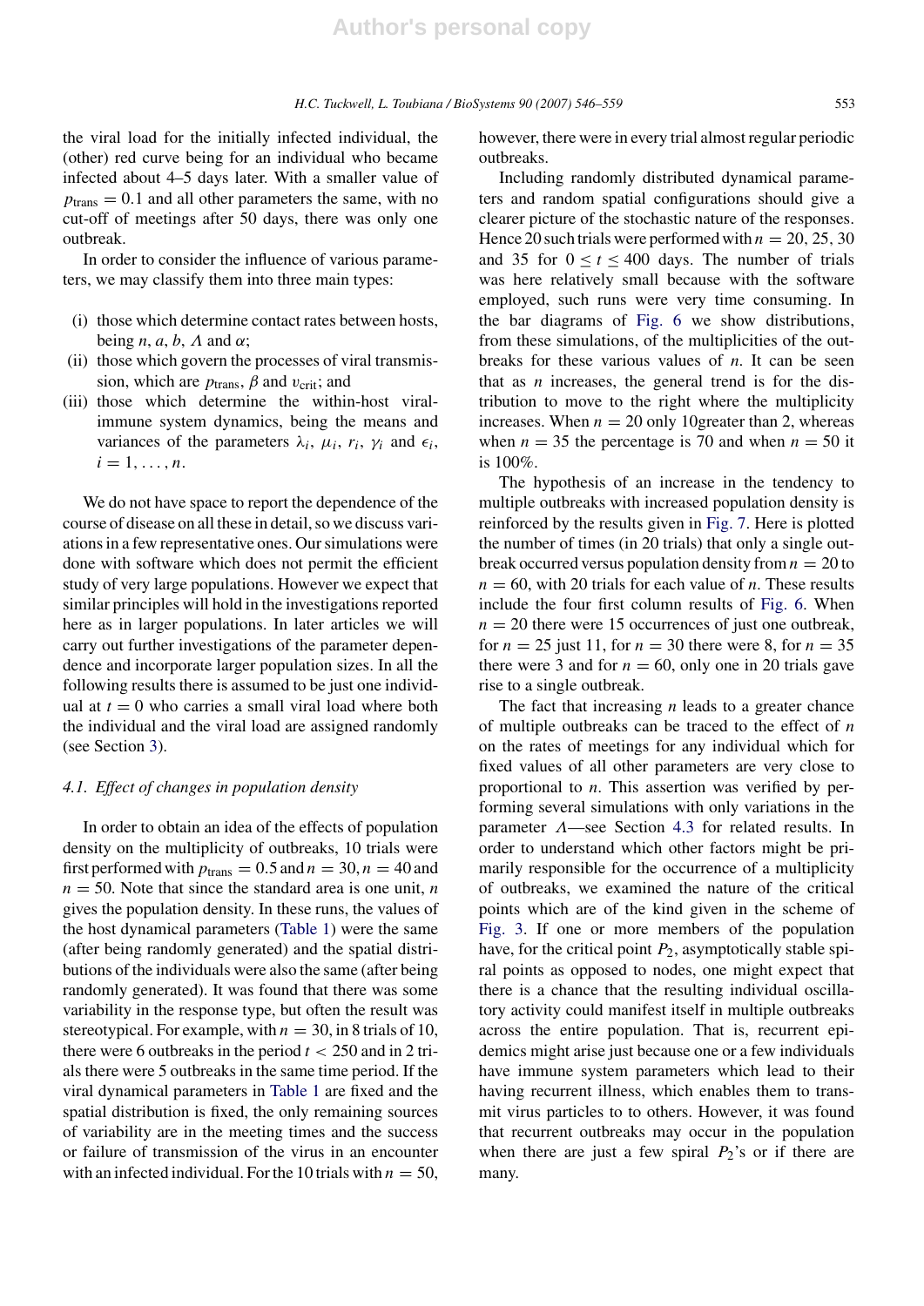the viral load for the initially infected individual, the (other) red curve being for an individual who became infected about 4–5 days later. With a smaller value of $p_{\text{trans}} = 0.1$ and all other parameters the same, with no cut-off of meetings after 50 days, there was only one outbreak.

In order to consider the influence of various parameters, we may classify them into three main types:

(i) those which determine contact rates between hosts, being $n$, $a$, $b$, $\Lambda$ and $\alpha$;
(ii) those which govern the processes of viral transmission, which are $p_{\text{trans}}$, $\beta$ and $v_{\text{crit}}$; and
(iii) those which determine the within-host viral-immune system dynamics, being the means and variances of the parameters $\lambda_i$, $\mu_i$, $r_i$, $\gamma_i$ and $\epsilon_i$, $i = 1, \ldots, n$.

We do not have space to report the dependence of the course of disease on all these in detail, so we discuss variations in a few representative ones. Our simulations were done with software which does not permit the efficient study of very large populations. However we expect that similar principles will hold in the investigations reported here as in larger populations. In later articles we will carry out further investigations of the parameter dependence and incorporate larger population sizes. In all the following results there is assumed to be just one individual at $t = 0$ who carries a small viral load where both the individual and the viral load are assigned randomly (see Section 3).

### 4.1. Effect of changes in population density

In order to obtain an idea of the effects of population density on the multiplicity of outbreaks, 10 trials were first performed with $p_{\text{trans}} = 0.5$ and $n = 30$, $n = 40$ and $n = 50$. Note that since the standard area is one unit, $n$ gives the population density. In these runs, the values of the host dynamical parameters (Table 1) were the same (after being randomly generated) and the spatial distributions of the individuals were also the same (after being randomly generated). It was found that there was some variability in the response type, but often the result was stereotypical. For example, with $n = 30$, in 8 trials of 10, there were 6 outbreaks in the period $t < 250$ and in 2 trials there were 5 outbreaks in the same time period. If the viral dynamical parameters in Table 1 are fixed and the spatial distribution is fixed, the only remaining sources of variability are in the meeting times and the success or failure of transmission of the virus in an encounter with an infected individual. For the 10 trials with $n = 50$, however, there were in every trial almost regular periodic outbreaks.

Including randomly distributed dynamical parameters and random spatial configurations should give a clearer picture of the stochastic nature of the responses. Hence 20 such trials were performed with $n = 20$, 25, 30 and 35 for $0 \leq t \leq 400$ days. The number of trials was here relatively small because with the software employed, such runs were very time consuming. In the bar diagrams of Fig. 6 we show distributions, from these simulations, of the multiplicities of the outbreaks for these various values of $n$. It can be seen that as $n$ increases, the general trend is for the distribution to move to the right where the multiplicity increases. When $n = 20$ only 10greater than 2, whereas when $n = 35$ the percentage is 70 and when $n = 50$ it is 100%.

The hypothesis of an increase in the tendency to multiple outbreaks with increased population density is reinforced by the results given in Fig. 7. Here is plotted the number of times (in 20 trials) that only a single outbreak occurred versus population density from $n = 20$ to $n = 60$, with 20 trials for each value of $n$. These results include the four first column results of Fig. 6. When $n = 20$ there were 15 occurrences of just one outbreak, for $n = 25$ just 11, for $n = 30$ there were 8, for $n = 35$ there were 3 and for $n = 60$, only one in 20 trials gave rise to a single outbreak.

The fact that increasing $n$ leads to a greater chance of multiple outbreaks can be traced to the effect of $n$ on the rates of meetings for any individual which for fixed values of all other parameters are very close to proportional to $n$. This assertion was verified by performing several simulations with only variations in the parameter $\Lambda$—see Section 4.3 for related results. In order to understand which other factors might be primarily responsible for the occurrence of a multiplicity of outbreaks, we examined the nature of the critical points which are of the kind given in the scheme of Fig. 3. If one or more members of the population have, for the critical point $P_2$, asymptotically stable spiral points as opposed to nodes, one might expect that there is a chance that the resulting individual oscillatory activity could manifest itself in multiple outbreaks across the entire population. That is, recurrent epidemics might arise just because one or a few individuals have immune system parameters which lead to their having recurrent illness, which enables them to transmit virus particles to to others. However, it was found that recurrent outbreaks may occur in the population when there are just a few spiral $P_2$'s or if there are many.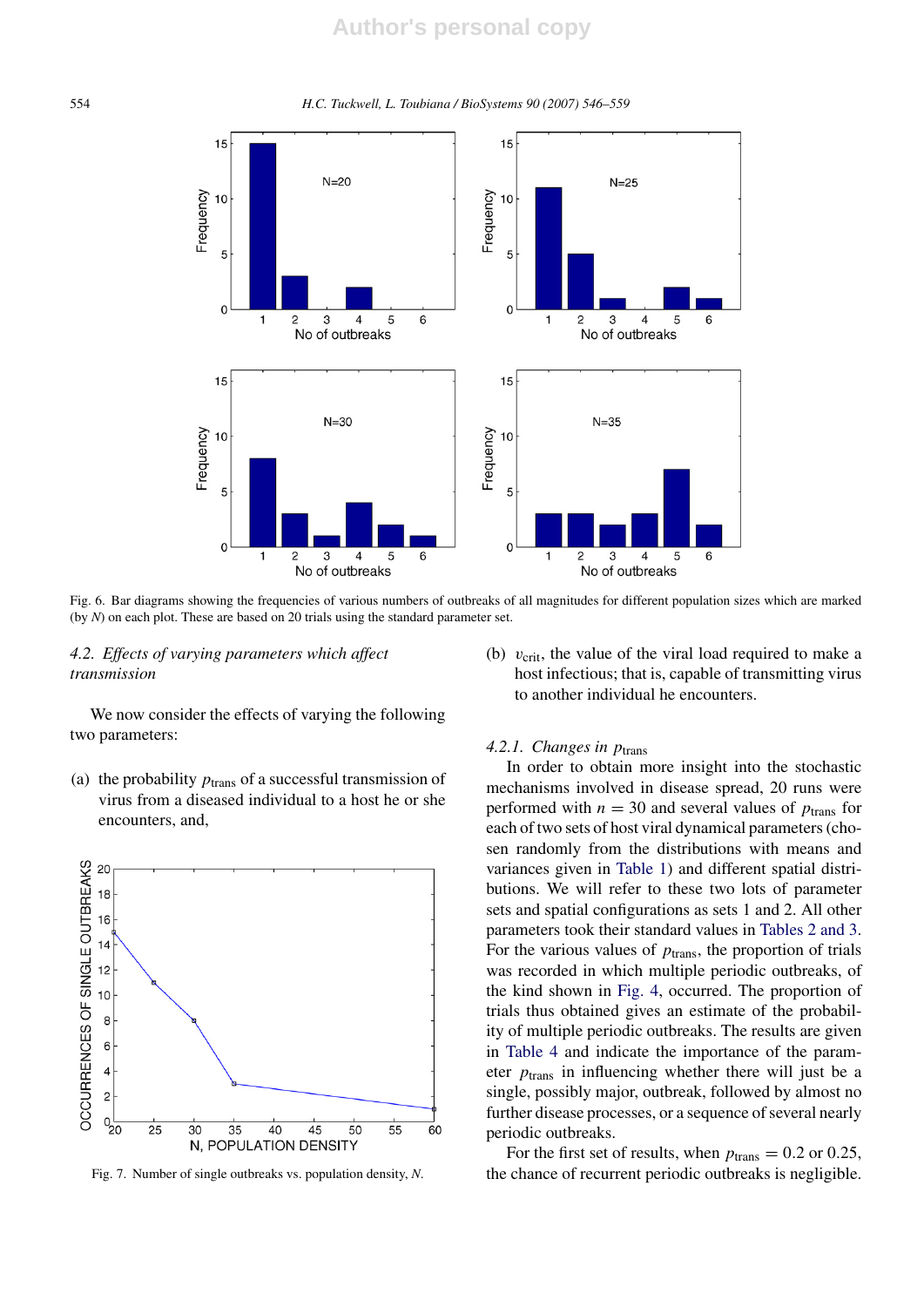Fig. 6. Bar diagrams showing the frequencies of various numbers of outbreaks of all magnitudes for different population sizes which are marked (by $N$) on each plot. These are based on 20 trials using the standard parameter set.

### 4.2. Effects of varying parameters which affect transmission

We now consider the effects of varying the following two parameters:

(a) the probability $p_{\rm trans}$ of a successful transmission of virus from a diseased individual to a host he or she encounters, and,

(b) $v_{\rm crit}$, the value of the viral load required to make a host infectious; that is, capable of transmitting virus to another individual he encounters.

Fig. 7. Number of single outbreaks vs. population density, $N$.

#### 4.2.1. Changes in $p_{\rm trans}$

In order to obtain more insight into the stochastic mechanisms involved in disease spread, 20 runs were performed with $n = 30$ and several values of $p_{\rm trans}$ for each of two sets of host viral dynamical parameters (chosen randomly from the distributions with means and variances given in Table 1) and different spatial distributions. We will refer to these two lots of parameter sets and spatial configurations as sets 1 and 2. All other parameters took their standard values in Tables 2 and 3. For the various values of $p_{\rm trans}$, the proportion of trials was recorded in which multiple periodic outbreaks, of the kind shown in Fig. 4, occurred. The proportion of trials thus obtained gives an estimate of the probability of multiple periodic outbreaks. The results are given in Table 4 and indicate the importance of the parameter $p_{\rm trans}$ in influencing whether there will just be a single, possibly major, outbreak, followed by almost no further disease processes, or a sequence of several nearly periodic outbreaks.

For the first set of results, when $p_{\rm trans} = 0.2$ or 0.25, the chance of recurrent periodic outbreaks is negligible.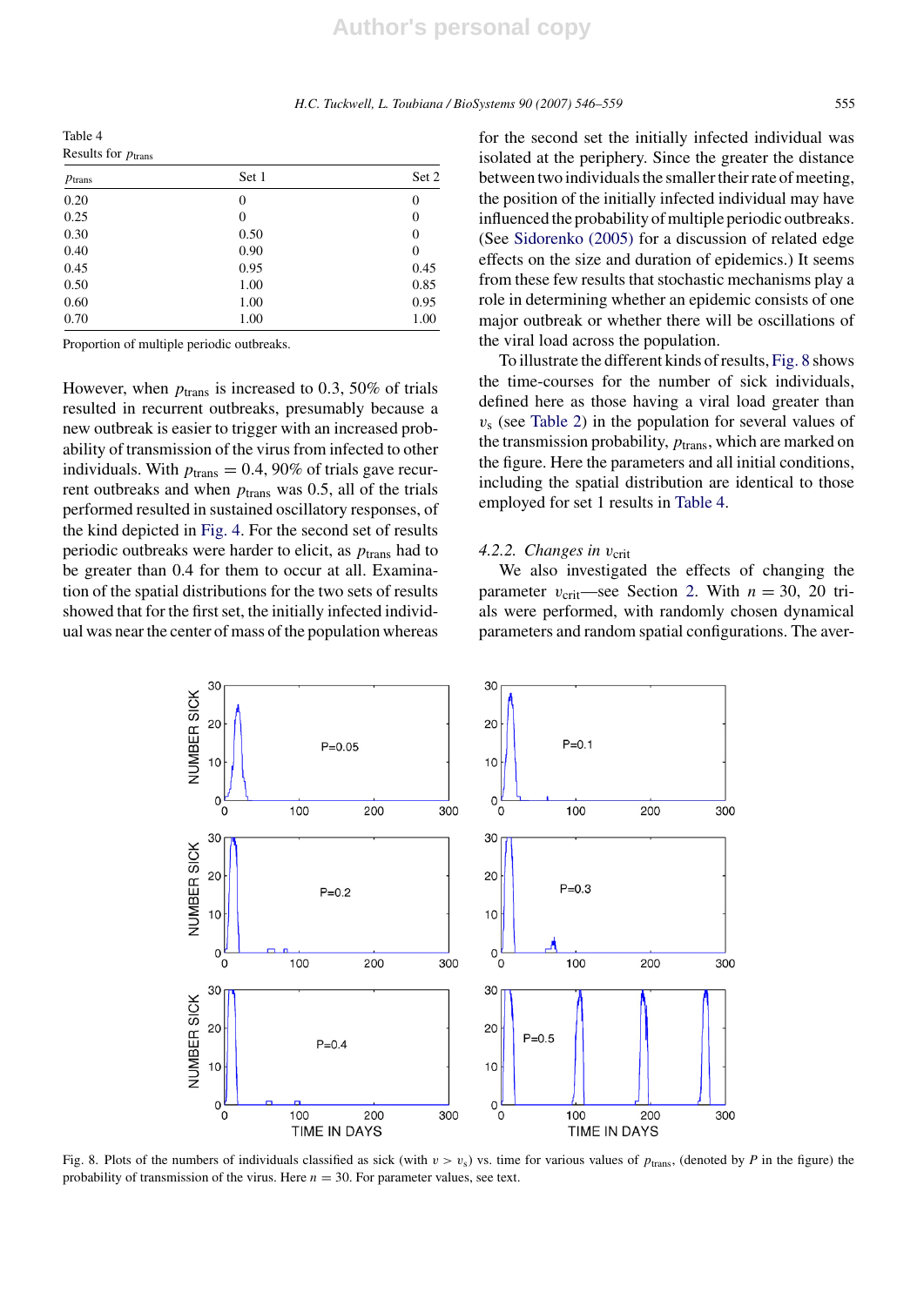Table 4
Results for $p_{trans}$

| $p_{trans}$ | Set 1 | Set 2 |
|---|---|---|
| 0.20 | 0 | 0 |
| 0.25 | 0 | 0 |
| 0.30 | 0.50 | 0 |
| 0.40 | 0.90 | 0 |
| 0.45 | 0.95 | 0.45 |
| 0.50 | 1.00 | 0.85 |
| 0.60 | 1.00 | 0.95 |
| 0.70 | 1.00 | 1.00 |

Proportion of multiple periodic outbreaks.

However, when $p_{trans}$ is increased to 0.3, 50% of trials resulted in recurrent outbreaks, presumably because a new outbreak is easier to trigger with an increased probability of transmission of the virus from infected to other individuals. With $p_{trans} = 0.4$, 90% of trials gave recurrent outbreaks and when $p_{trans}$ was 0.5, all of the trials performed resulted in sustained oscillatory responses, of the kind depicted in Fig. 4. For the second set of results periodic outbreaks were harder to elicit, as $p_{trans}$ had to be greater than 0.4 for them to occur at all. Examination of the spatial distributions for the two sets of results showed that for the first set, the initially infected individual was near the center of mass of the population whereas for the second set the initially infected individual was isolated at the periphery. Since the greater the distance between two individuals the smaller their rate of meeting, the position of the initially infected individual may have influenced the probability of multiple periodic outbreaks. (See Sidorenko (2005) for a discussion of related edge effects on the size and duration of epidemics.) It seems from these few results that stochastic mechanisms play a role in determining whether an epidemic consists of one major outbreak or whether there will be oscillations of the viral load across the population.

To illustrate the different kinds of results, Fig. 8 shows the time-courses for the number of sick individuals, defined here as those having a viral load greater than $v_s$ (see Table 2) in the population for several values of the transmission probability, $p_{trans}$, which are marked on the figure. Here the parameters and all initial conditions, including the spatial distribution are identical to those employed for set 1 results in Table 4.

#### 4.2.2. Changes in $v_{crit}$

We also investigated the effects of changing the parameter $v_{crit}$—see Section 2. With $n = 30$, 20 trials were performed, with randomly chosen dynamical parameters and random spatial configurations. The aver-

Fig. 8. Plots of the numbers of individuals classified as sick (with $v > v_s$) vs. time for various values of $p_{trans}$, (denoted by $P$ in the figure) the probability of transmission of the virus. Here $n = 30$. For parameter values, see text.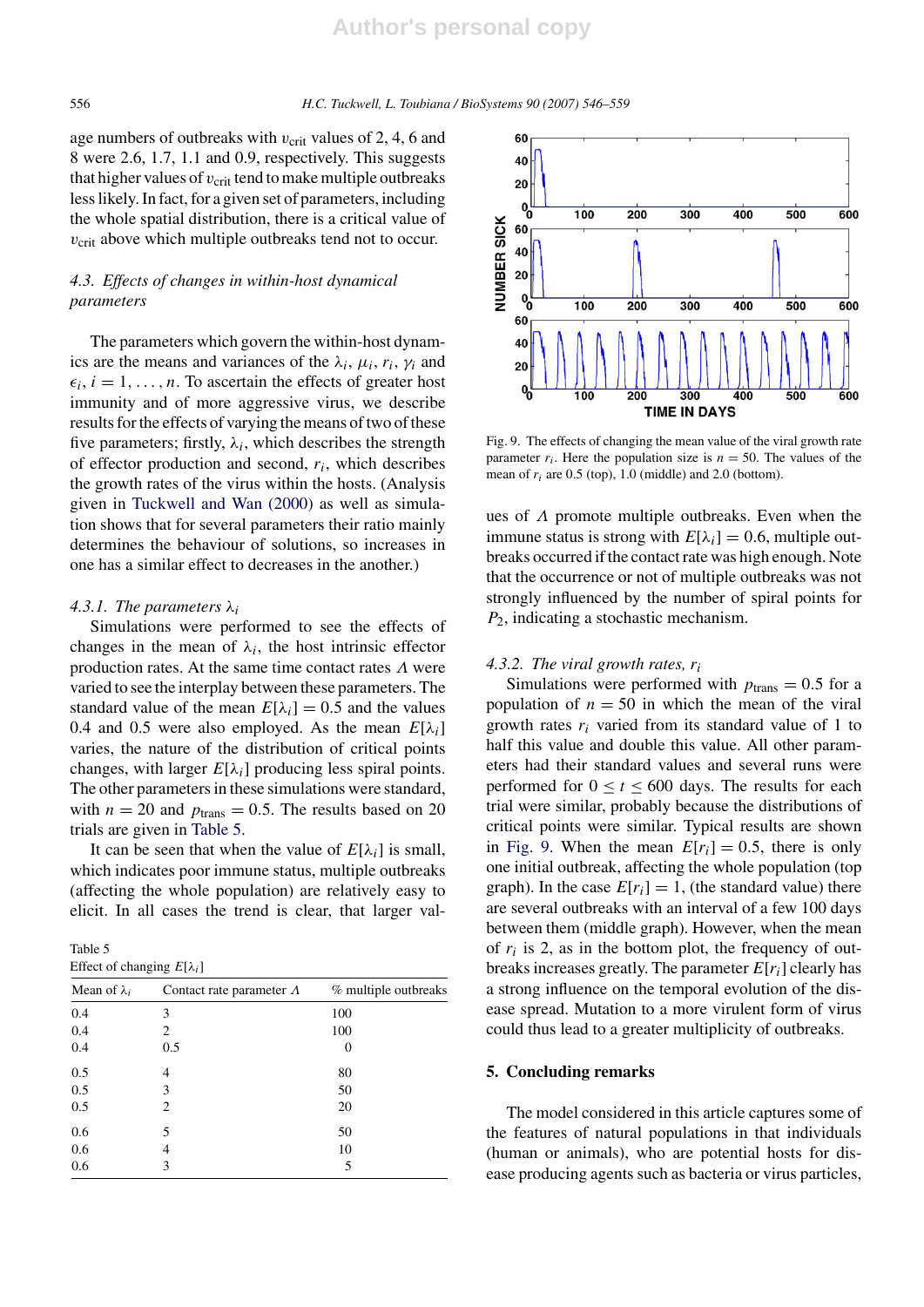age numbers of outbreaks with $v_{crit}$ values of 2, 4, 6 and 8 were 2.6, 1.7, 1.1 and 0.9, respectively. This suggests that higher values of $v_{crit}$ tend to make multiple outbreaks less likely. In fact, for a given set of parameters, including the whole spatial distribution, there is a critical value of $v_{crit}$ above which multiple outbreaks tend not to occur.

### 4.3. Effects of changes in within-host dynamical parameters

The parameters which govern the within-host dynamics are the means and variances of the $\lambda_i$, $\mu_i$, $r_i$, $\gamma_i$ and $\epsilon_i$, $i = 1, \ldots, n$. To ascertain the effects of greater host immunity and of more aggressive virus, we describe results for the effects of varying the means of two of these five parameters; firstly, $\lambda_i$, which describes the strength of effector production and second, $r_i$, which describes the growth rates of the virus within the hosts. (Analysis given in Tuckwell and Wan (2000) as well as simulation shows that for several parameters their ratio mainly determines the behaviour of solutions, so increases in one has a similar effect to decreases in the another.)

#### 4.3.1. The parameters $\lambda_i$

Simulations were performed to see the effects of changes in the mean of $\lambda_i$, the host intrinsic effector production rates. At the same time contact rates $\Lambda$ were varied to see the interplay between these parameters. The standard value of the mean $E[\lambda_i] = 0.5$ and the values 0.4 and 0.5 were also employed. As the mean $E[\lambda_i]$ varies, the nature of the distribution of critical points changes, with larger $E[\lambda_i]$ producing less spiral points. The other parameters in these simulations were standard, with $n = 20$ and $p_{trans} = 0.5$. The results based on 20 trials are given in Table 5.

It can be seen that when the value of $E[\lambda_i]$ is small, which indicates poor immune status, multiple outbreaks (affecting the whole population) are relatively easy to elicit. In all cases the trend is clear, that larger values of $\Lambda$ promote multiple outbreaks. Even when the immune status is strong with $E[\lambda_i] = 0.6$, multiple outbreaks occurred if the contact rate was high enough. Note that the occurrence or not of multiple outbreaks was not strongly influenced by the number of spiral points for $P_2$, indicating a stochastic mechanism.

Table 5
Effect of changing $E[\lambda_i]$

| Mean of $\lambda_i$ | Contact rate parameter $\Lambda$ | % multiple outbreaks |
|---|---|---|
| 0.4 | 3 | 100 |
| 0.4 | 2 | 100 |
| 0.4 | 0.5 | 0 |
| 0.5 | 4 | 80 |
| 0.5 | 3 | 50 |
| 0.5 | 2 | 20 |
| 0.6 | 5 | 50 |
| 0.6 | 4 | 10 |
| 0.6 | 3 | 5 |

#### 4.3.2. The viral growth rates, $r_i$

Simulations were performed with $p_{trans} = 0.5$ for a population of $n = 50$ in which the mean of the viral growth rates $r_i$ varied from its standard value of 1 to half this value and double this value. All other parameters had their standard values and several runs were performed for $0 \leq t \leq 600$ days. The results for each trial were similar, probably because the distributions of critical points were similar. Typical results are shown in Fig. 9. When the mean $E[r_i] = 0.5$, there is only one initial outbreak, affecting the whole population (top graph). In the case $E[r_i] = 1$, (the standard value) there are several outbreaks with an interval of a few 100 days between them (middle graph). However, when the mean of $r_i$ is 2, as in the bottom plot, the frequency of outbreaks increases greatly. The parameter $E[r_i]$ clearly has a strong influence on the temporal evolution of the disease spread. Mutation to a more virulent form of virus could thus lead to a greater multiplicity of outbreaks.

Fig. 9. The effects of changing the mean value of the viral growth rate parameter $r_i$. Here the population size is $n = 50$. The values of the mean of $r_i$ are 0.5 (top), 1.0 (middle) and 2.0 (bottom).

## 5. Concluding remarks

The model considered in this article captures some of the features of natural populations in that individuals (human or animals), who are potential hosts for disease producing agents such as bacteria or virus particles,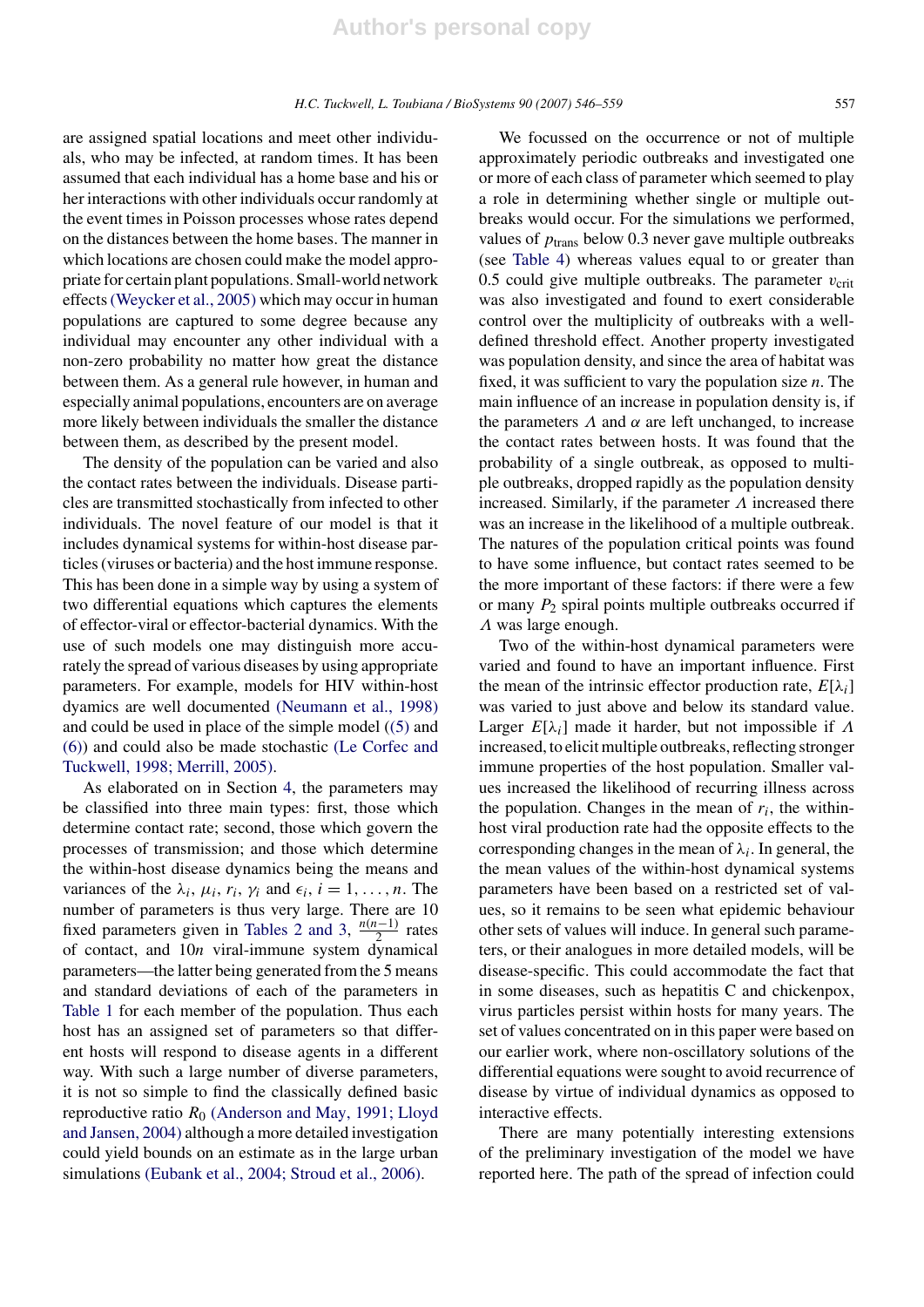are assigned spatial locations and meet other individuals, who may be infected, at random times. It has been assumed that each individual has a home base and his or her interactions with other individuals occur randomly at the event times in Poisson processes whose rates depend on the distances between the home bases. The manner in which locations are chosen could make the model appropriate for certain plant populations. Small-world network effects (Weycker et al., 2005) which may occur in human populations are captured to some degree because any individual may encounter any other individual with a non-zero probability no matter how great the distance between them. As a general rule however, in human and especially animal populations, encounters are on average more likely between individuals the smaller the distance between them, as described by the present model.

The density of the population can be varied and also the contact rates between the individuals. Disease particles are transmitted stochastically from infected to other individuals. The novel feature of our model is that it includes dynamical systems for within-host disease particles (viruses or bacteria) and the host immune response. This has been done in a simple way by using a system of two differential equations which captures the elements of effector-viral or effector-bacterial dynamics. With the use of such models one may distinguish more accurately the spread of various diseases by using appropriate parameters. For example, models for HIV within-host dyamics are well documented (Neumann et al., 1998) and could be used in place of the simple model ((5) and (6)) and could also be made stochastic (Le Corfec and Tuckwell, 1998; Merrill, 2005).

As elaborated on in Section 4, the parameters may be classified into three main types: first, those which determine contact rate; second, those which govern the processes of transmission; and those which determine the within-host disease dynamics being the means and variances of the $\lambda_i$, $\mu_i$, $r_i$, $\gamma_i$ and $\epsilon_i$, $i = 1, \ldots, n$. The number of parameters is thus very large. There are 10 fixed parameters given in Tables 2 and 3, $\frac{n(n-1)}{2}$ rates of contact, and $10n$ viral-immune system dynamical parameters—the latter being generated from the 5 means and standard deviations of each of the parameters in Table 1 for each member of the population. Thus each host has an assigned set of parameters so that different hosts will respond to disease agents in a different way. With such a large number of diverse parameters, it is not so simple to find the classically defined basic reproductive ratio $R_0$ (Anderson and May, 1991; Lloyd and Jansen, 2004) although a more detailed investigation could yield bounds on an estimate as in the large urban simulations (Eubank et al., 2004; Stroud et al., 2006).

We focussed on the occurrence or not of multiple approximately periodic outbreaks and investigated one or more of each class of parameter which seemed to play a role in determining whether single or multiple outbreaks would occur. For the simulations we performed, values of $p_{\text{trans}}$ below 0.3 never gave multiple outbreaks (see Table 4) whereas values equal to or greater than 0.5 could give multiple outbreaks. The parameter $v_{\text{crit}}$ was also investigated and found to exert considerable control over the multiplicity of outbreaks with a well-defined threshold effect. Another property investigated was population density, and since the area of habitat was fixed, it was sufficient to vary the population size $n$. The main influence of an increase in population density is, if the parameters $\Lambda$ and $\alpha$ are left unchanged, to increase the contact rates between hosts. It was found that the probability of a single outbreak, as opposed to multiple outbreaks, dropped rapidly as the population density increased. Similarly, if the parameter $\Lambda$ increased there was an increase in the likelihood of a multiple outbreak. The natures of the population critical points was found to have some influence, but contact rates seemed to be the more important of these factors: if there were a few or many $P_2$ spiral points multiple outbreaks occurred if $\Lambda$ was large enough.

Two of the within-host dynamical parameters were varied and found to have an important influence. First the mean of the intrinsic effector production rate, $E[\lambda_i]$ was varied to just above and below its standard value. Larger $E[\lambda_i]$ made it harder, but not impossible if $\Lambda$ increased, to elicit multiple outbreaks, reflecting stronger immune properties of the host population. Smaller values increased the likelihood of recurring illness across the population. Changes in the mean of $r_i$, the within-host viral production rate had the opposite effects to the corresponding changes in the mean of $\lambda_i$. In general, the the mean values of the within-host dynamical systems parameters have been based on a restricted set of values, so it remains to be seen what epidemic behaviour other sets of values will induce. In general such parameters, or their analogues in more detailed models, will be disease-specific. This could accommodate the fact that in some diseases, such as hepatitis C and chickenpox, virus particles persist within hosts for many years. The set of values concentrated on in this paper were based on our earlier work, where non-oscillatory solutions of the differential equations were sought to avoid recurrence of disease by virtue of individual dynamics as opposed to interactive effects.

There are many potentially interesting extensions of the preliminary investigation of the model we have reported here. The path of the spread of infection could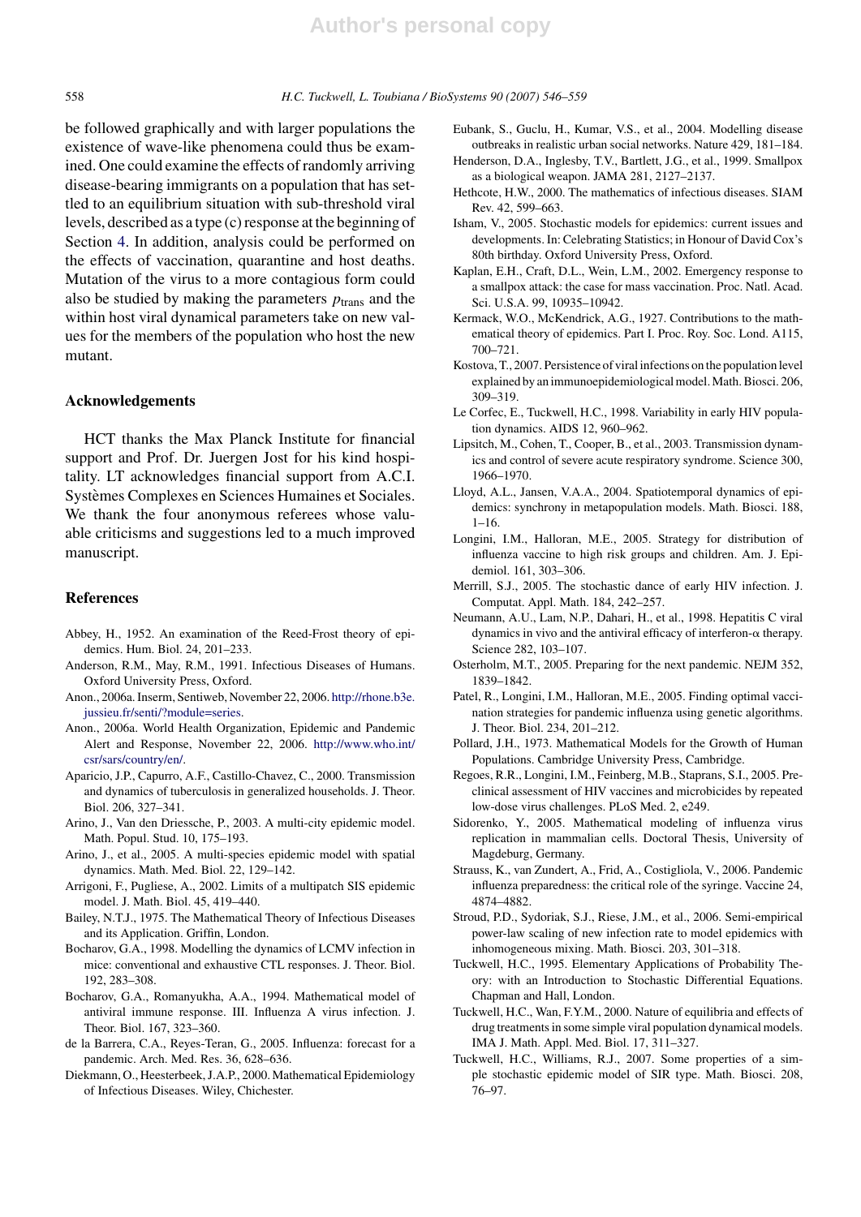be followed graphically and with larger populations the existence of wave-like phenomena could thus be examined. One could examine the effects of randomly arriving disease-bearing immigrants on a population that has settled to an equilibrium situation with sub-threshold viral levels, described as a type (c) response at the beginning of Section 4. In addition, analysis could be performed on the effects of vaccination, quarantine and host deaths. Mutation of the virus to a more contagious form could also be studied by making the parameters $p_{\text{trans}}$ and the within host viral dynamical parameters take on new values for the members of the population who host the new mutant.

## Acknowledgements

HCT thanks the Max Planck Institute for financial support and Prof. Dr. Juergen Jost for his kind hospitality. LT acknowledges financial support from A.C.I. Systèmes Complexes en Sciences Humaines et Sociales. We thank the four anonymous referees whose valuable criticisms and suggestions led to a much improved manuscript.

## References

Abbey, H., 1952. An examination of the Reed-Frost theory of epidemics. Hum. Biol. 24, 201–233.

Anderson, R.M., May, R.M., 1991. Infectious Diseases of Humans. Oxford University Press, Oxford.

Anon., 2006a. Inserm, Sentiweb, November 22, 2006. http://rhone.b3e.jussieu.fr/senti/?module=series.

Anon., 2006a. World Health Organization, Epidemic and Pandemic Alert and Response, November 22, 2006. http://www.who.int/csr/sars/country/en/.

Aparicio, J.P., Capurro, A.F., Castillo-Chavez, C., 2000. Transmission and dynamics of tuberculosis in generalized households. J. Theor. Biol. 206, 327–341.

Arino, J., Van den Driessche, P., 2003. A multi-city epidemic model. Math. Popul. Stud. 10, 175–193.

Arino, J., et al., 2005. A multi-species epidemic model with spatial dynamics. Math. Med. Biol. 22, 129–142.

Arrigoni, F., Pugliese, A., 2002. Limits of a multipatch SIS epidemic model. J. Math. Biol. 45, 419–440.

Bailey, N.T.J., 1975. The Mathematical Theory of Infectious Diseases and its Application. Griffin, London.

Bocharov, G.A., 1998. Modelling the dynamics of LCMV infection in mice: conventional and exhaustive CTL responses. J. Theor. Biol. 192, 283–308.

Bocharov, G.A., Romanyukha, A.A., 1994. Mathematical model of antiviral immune response. III. Influenza A virus infection. J. Theor. Biol. 167, 323–360.

de la Barrera, C.A., Reyes-Teran, G., 2005. Influenza: forecast for a pandemic. Arch. Med. Res. 36, 628–636.

Diekmann, O., Heesterbeek, J.A.P., 2000. Mathematical Epidemiology of Infectious Diseases. Wiley, Chichester.

Eubank, S., Guclu, H., Kumar, V.S., et al., 2004. Modelling disease outbreaks in realistic urban social networks. Nature 429, 181–184.

Henderson, D.A., Inglesby, T.V., Bartlett, J.G., et al., 1999. Smallpox as a biological weapon. JAMA 281, 2127–2137.

Hethcote, H.W., 2000. The mathematics of infectious diseases. SIAM Rev. 42, 599–663.

Isham, V., 2005. Stochastic models for epidemics: current issues and developments. In: Celebrating Statistics; in Honour of David Cox's 80th birthday. Oxford University Press, Oxford.

Kaplan, E.H., Craft, D.L., Wein, L.M., 2002. Emergency response to a smallpox attack: the case for mass vaccination. Proc. Natl. Acad. Sci. U.S.A. 99, 10935–10942.

Kermack, W.O., McKendrick, A.G., 1927. Contributions to the mathematical theory of epidemics. Part I. Proc. Roy. Soc. Lond. A115, 700–721.

Kostova, T., 2007. Persistence of viral infections on the population level explained by an immunoepidemiological model. Math. Biosci. 206, 309–319.

Le Corfec, E., Tuckwell, H.C., 1998. Variability in early HIV population dynamics. AIDS 12, 960–962.

Lipsitch, M., Cohen, T., Cooper, B., et al., 2003. Transmission dynamics and control of severe acute respiratory syndrome. Science 300, 1966–1970.

Lloyd, A.L., Jansen, V.A.A., 2004. Spatiotemporal dynamics of epidemics: synchrony in metapopulation models. Math. Biosci. 188, 1–16.

Longini, I.M., Halloran, M.E., 2005. Strategy for distribution of influenza vaccine to high risk groups and children. Am. J. Epidemiol. 161, 303–306.

Merrill, S.J., 2005. The stochastic dance of early HIV infection. J. Computat. Appl. Math. 184, 242–257.

Neumann, A.U., Lam, N.P., Dahari, H., et al., 1998. Hepatitis C viral dynamics in vivo and the antiviral efficacy of interferon-α therapy. Science 282, 103–107.

Osterholm, M.T., 2005. Preparing for the next pandemic. NEJM 352, 1839–1842.

Patel, R., Longini, I.M., Halloran, M.E., 2005. Finding optimal vaccination strategies for pandemic influenza using genetic algorithms. J. Theor. Biol. 234, 201–212.

Pollard, J.H., 1973. Mathematical Models for the Growth of Human Populations. Cambridge University Press, Cambridge.

Regoes, R.R., Longini, I.M., Feinberg, M.B., Staprans, S.I., 2005. Preclinical assessment of HIV vaccines and microbicides by repeated low-dose virus challenges. PLoS Med. 2, e249.

Sidorenko, Y., 2005. Mathematical modeling of influenza virus replication in mammalian cells. Doctoral Thesis, University of Magdeburg, Germany.

Strauss, K., van Zundert, A., Frid, A., Costigliola, V., 2006. Pandemic influenza preparedness: the critical role of the syringe. Vaccine 24, 4874–4882.

Stroud, P.D., Sydoriak, S.J., Riese, J.M., et al., 2006. Semi-empirical power-law scaling of new infection rate to model epidemics with inhomogeneous mixing. Math. Biosci. 203, 301–318.

Tuckwell, H.C., 1995. Elementary Applications of Probability Theory: with an Introduction to Stochastic Differential Equations. Chapman and Hall, London.

Tuckwell, H.C., Wan, F.Y.M., 2000. Nature of equilibria and effects of drug treatments in some simple viral population dynamical models. IMA J. Math. Appl. Med. Biol. 17, 311–327.

Tuckwell, H.C., Williams, R.J., 2007. Some properties of a simple stochastic epidemic model of SIR type. Math. Biosci. 208, 76–97.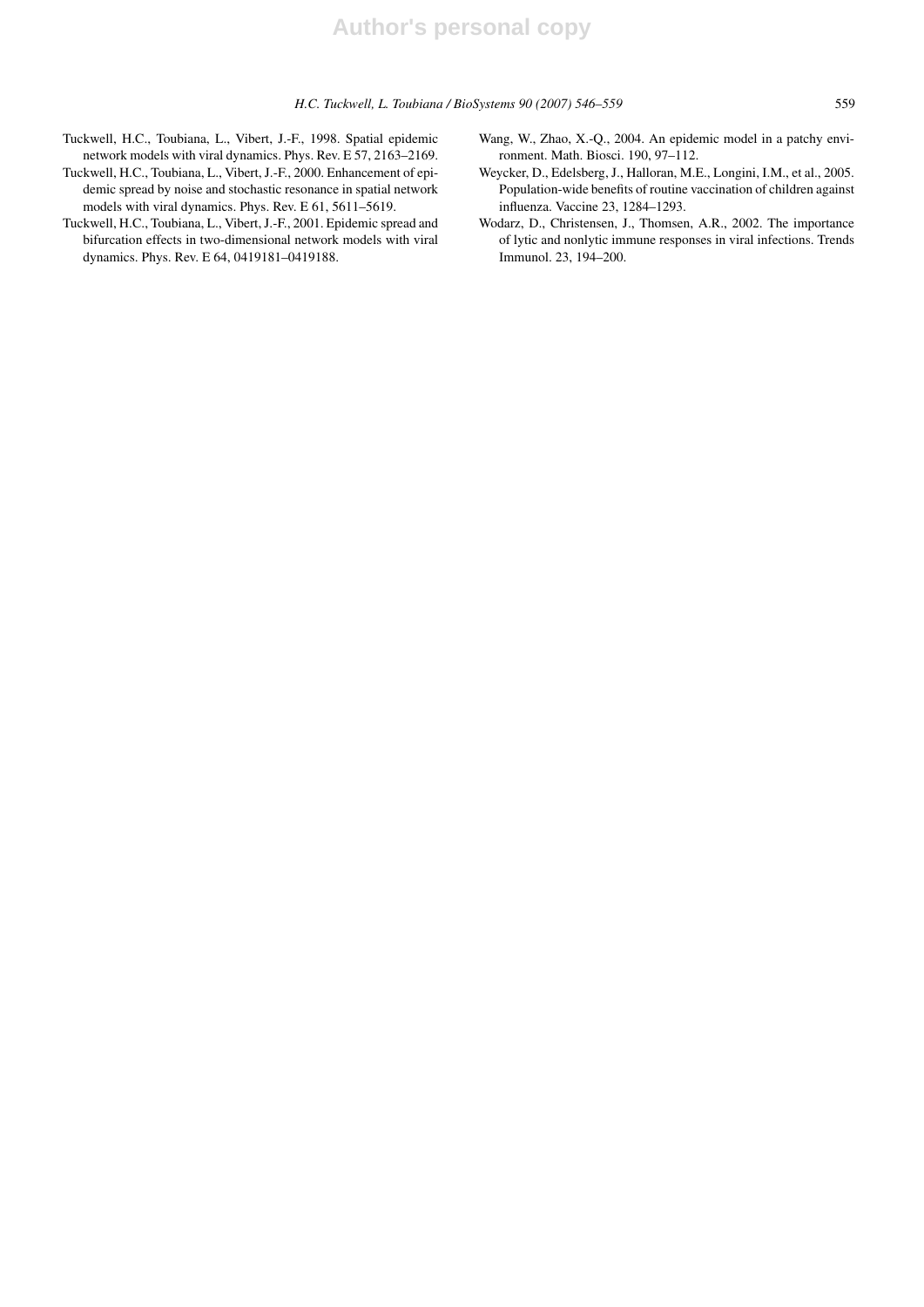Tuckwell, H.C., Toubiana, L., Vibert, J.-F., 1998. Spatial epidemic network models with viral dynamics. Phys. Rev. E 57, 2163–2169.

Tuckwell, H.C., Toubiana, L., Vibert, J.-F., 2000. Enhancement of epidemic spread by noise and stochastic resonance in spatial network models with viral dynamics. Phys. Rev. E 61, 5611–5619.

Tuckwell, H.C., Toubiana, L., Vibert, J.-F., 2001. Epidemic spread and bifurcation effects in two-dimensional network models with viral dynamics. Phys. Rev. E 64, 0419181–0419188.

Wang, W., Zhao, X.-Q., 2004. An epidemic model in a patchy environment. Math. Biosci. 190, 97–112.

Weycker, D., Edelsberg, J., Halloran, M.E., Longini, I.M., et al., 2005. Population-wide benefits of routine vaccination of children against influenza. Vaccine 23, 1284–1293.

Wodarz, D., Christensen, J., Thomsen, A.R., 2002. The importance of lytic and nonlytic immune responses in viral infections. Trends Immunol. 23, 194–200.